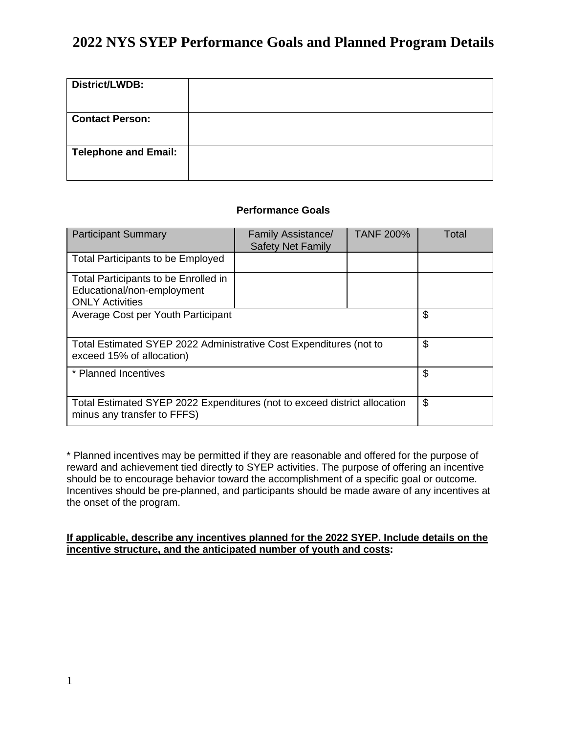# 2022 NYS SYEP Performance Goals and Planned Program Details

| **District/LWDB:** | |
|---|---|
| **Contact Person:** | |
| **Telephone and Email:** | |

**Performance Goals**

| Participant Summary | Family Assistance/ Safety Net Family | TANF 200% | Total |
|---|---|---|---|
| Total Participants to be Employed | | | |
| Total Participants to be Enrolled in Educational/non-employment ONLY Activities | | | |
| Average Cost per Youth Participant | | | $ |
| Total Estimated SYEP 2022 Administrative Cost Expenditures (not to exceed 15% of allocation) | | | $ |
| * Planned Incentives | | | $ |
| Total Estimated SYEP 2022 Expenditures (not to exceed district allocation minus any transfer to FFFS) | | | $ |

* Planned incentives may be permitted if they are reasonable and offered for the purpose of reward and achievement tied directly to SYEP activities. The purpose of offering an incentive should be to encourage behavior toward the accomplishment of a specific goal or outcome. Incentives should be pre-planned, and participants should be made aware of any incentives at the onset of the program.

**<u>If applicable, describe any incentives planned for the 2022 SYEP. Include details on the incentive structure, and the anticipated number of youth and costs</u>:**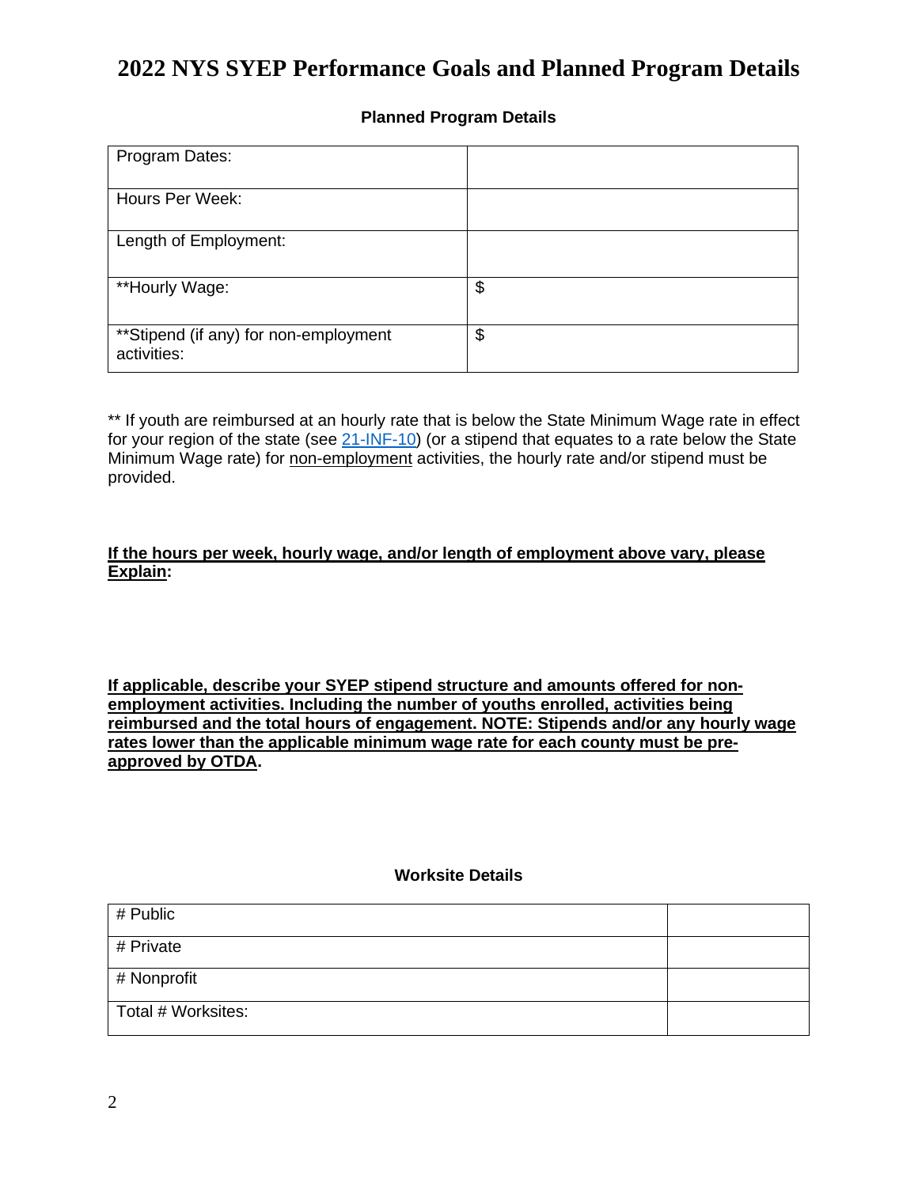# 2022 NYS SYEP Performance Goals and Planned Program Details

### Planned Program Details

| | |
|---|---|
| Program Dates: | |
| Hours Per Week: | |
| Length of Employment: | |
| **Hourly Wage: | $ |
| **Stipend (if any) for non-employment activities: | $ |

** If youth are reimbursed at an hourly rate that is below the State Minimum Wage rate in effect for your region of the state (see [21-INF-10]) (or a stipend that equates to a rate below the State Minimum Wage rate) for non-employment activities, the hourly rate and/or stipend must be provided.

**If the hours per week, hourly wage, and/or length of employment above vary, please Explain:**

**If applicable, describe your SYEP stipend structure and amounts offered for non-employment activities. Including the number of youths enrolled, activities being reimbursed and the total hours of engagement. NOTE: Stipends and/or any hourly wage rates lower than the applicable minimum wage rate for each county must be pre-approved by OTDA.**

### Worksite Details

| | |
|---|---|
| # Public | |
| # Private | |
| # Nonprofit | |
| Total # Worksites: | |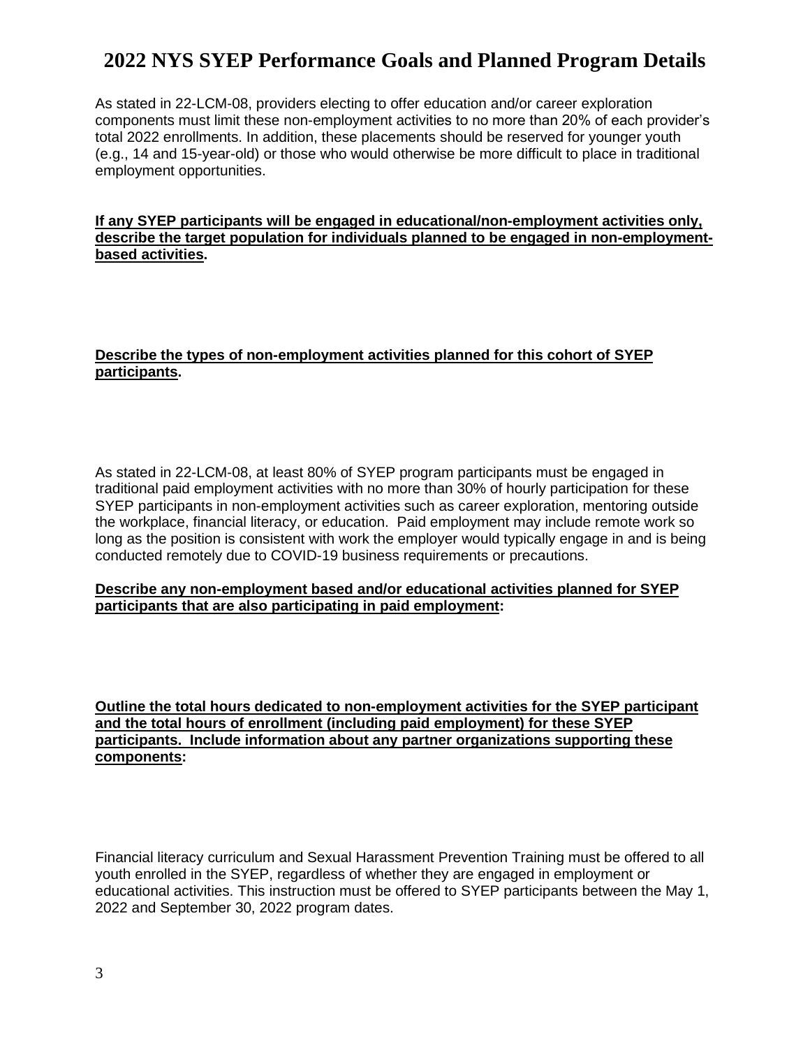# 2022 NYS SYEP Performance Goals and Planned Program Details

As stated in 22-LCM-08, providers electing to offer education and/or career exploration components must limit these non-employment activities to no more than 20% of each provider's total 2022 enrollments. In addition, these placements should be reserved for younger youth (e.g., 14 and 15-year-old) or those who would otherwise be more difficult to place in traditional employment opportunities.

**If any SYEP participants will be engaged in educational/non-employment activities only, describe the target population for individuals planned to be engaged in non-employment-based activities.**

**Describe the types of non-employment activities planned for this cohort of SYEP participants.**

As stated in 22-LCM-08, at least 80% of SYEP program participants must be engaged in traditional paid employment activities with no more than 30% of hourly participation for these SYEP participants in non-employment activities such as career exploration, mentoring outside the workplace, financial literacy, or education. Paid employment may include remote work so long as the position is consistent with work the employer would typically engage in and is being conducted remotely due to COVID-19 business requirements or precautions.

**Describe any non-employment based and/or educational activities planned for SYEP participants that are also participating in paid employment:**

**Outline the total hours dedicated to non-employment activities for the SYEP participant and the total hours of enrollment (including paid employment) for these SYEP participants. Include information about any partner organizations supporting these components:**

Financial literacy curriculum and Sexual Harassment Prevention Training must be offered to all youth enrolled in the SYEP, regardless of whether they are engaged in employment or educational activities. This instruction must be offered to SYEP participants between the May 1, 2022 and September 30, 2022 program dates.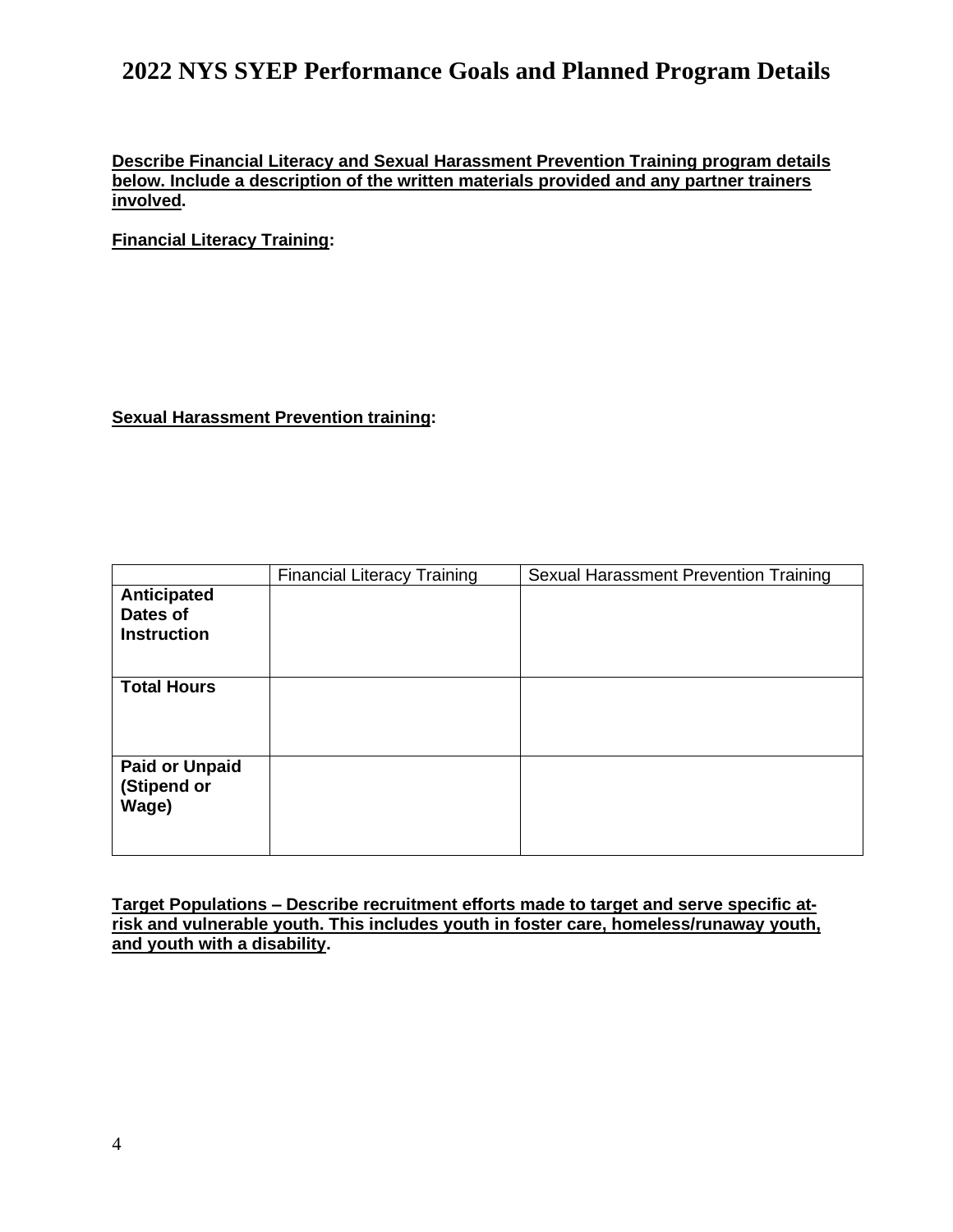# 2022 NYS SYEP Performance Goals and Planned Program Details

**Describe Financial Literacy and Sexual Harassment Prevention Training program details below. Include a description of the written materials provided and any partner trainers involved.**

**Financial Literacy Training:**

**Sexual Harassment Prevention training:**

| | Financial Literacy Training | Sexual Harassment Prevention Training |
|---|---|---|
| **Anticipated Dates of Instruction** | | |
| **Total Hours** | | |
| **Paid or Unpaid (Stipend or Wage)** | | |

**Target Populations – Describe recruitment efforts made to target and serve specific at-risk and vulnerable youth. This includes youth in foster care, homeless/runaway youth, and youth with a disability.**